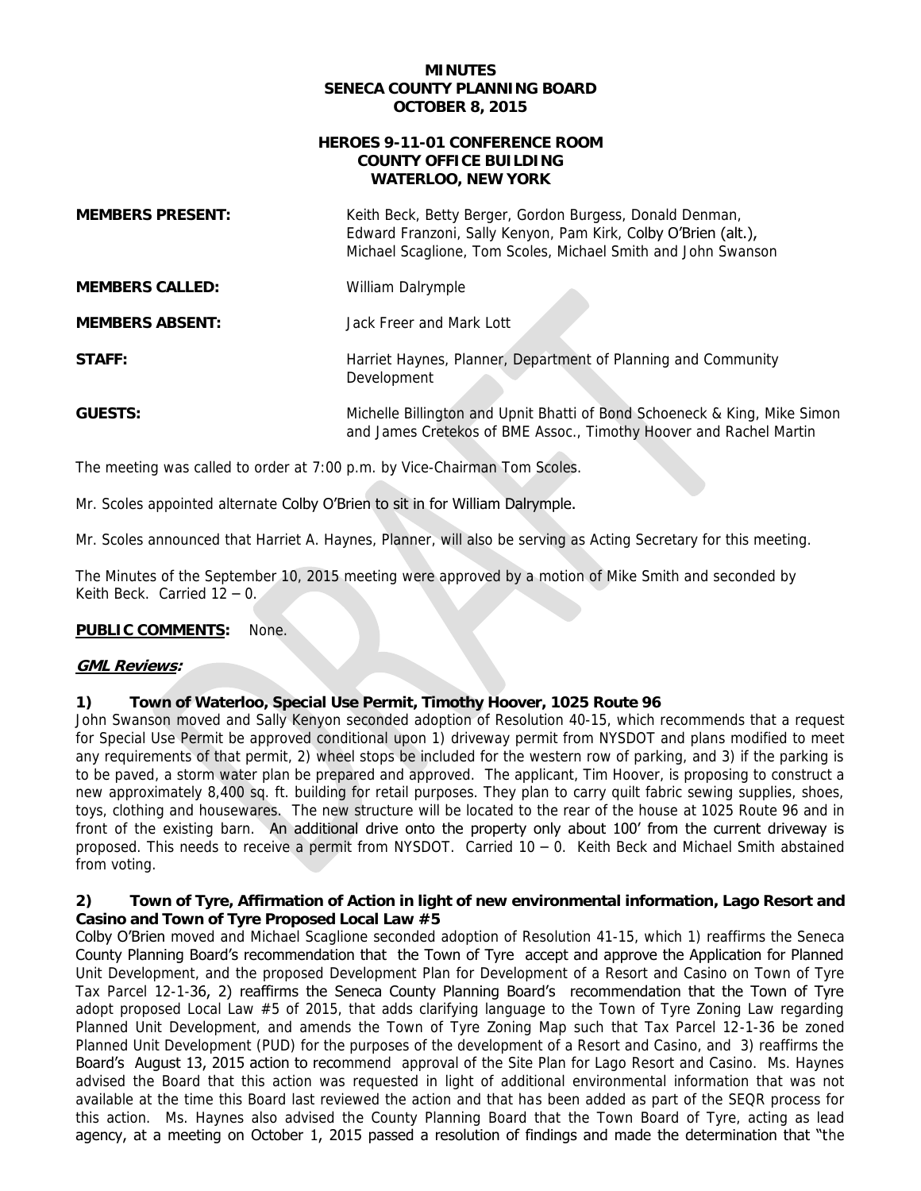**MINUTES**
**SENECA COUNTY PLANNING BOARD**
**OCTOBER 8, 2015**

**HEROES 9-11-01 CONFERENCE ROOM**
**COUNTY OFFICE BUILDING**
**WATERLOO, NEW YORK**

**MEMBERS PRESENT:** Keith Beck, Betty Berger, Gordon Burgess, Donald Denman, Edward Franzoni, Sally Kenyon, Pam Kirk, Colby O'Brien (alt.), Michael Scaglione, Tom Scoles, Michael Smith and John Swanson

**MEMBERS CALLED:** William Dalrymple

**MEMBERS ABSENT:** Jack Freer and Mark Lott

**STAFF:** Harriet Haynes, Planner, Department of Planning and Community Development

**GUESTS:** Michelle Billington and Upnit Bhatti of Bond Schoeneck & King, Mike Simon and James Cretekos of BME Assoc., Timothy Hoover and Rachel Martin

The meeting was called to order at 7:00 p.m. by Vice-Chairman Tom Scoles.

Mr. Scoles appointed alternate Colby O'Brien to sit in for William Dalrymple.

Mr. Scoles announced that Harriet A. Haynes, Planner, will also be serving as Acting Secretary for this meeting.

The Minutes of the September 10, 2015 meeting were approved by a motion of Mike Smith and seconded by Keith Beck. Carried 12 – 0.

**PUBLIC COMMENTS:** None.

***GML Reviews:***

**1) Town of Waterloo, Special Use Permit, Timothy Hoover, 1025 Route 96**

John Swanson moved and Sally Kenyon seconded adoption of Resolution 40-15, which recommends that a request for Special Use Permit be approved conditional upon 1) driveway permit from NYSDOT and plans modified to meet any requirements of that permit, 2) wheel stops be included for the western row of parking, and 3) if the parking is to be paved, a storm water plan be prepared and approved. The applicant, Tim Hoover, is proposing to construct a new approximately 8,400 sq. ft. building for retail purposes. They plan to carry quilt fabric sewing supplies, shoes, toys, clothing and housewares. The new structure will be located to the rear of the house at 1025 Route 96 and in front of the existing barn. An additional drive onto the property only about 100' from the current driveway is proposed. This needs to receive a permit from NYSDOT. Carried 10 – 0. Keith Beck and Michael Smith abstained from voting.

**2) Town of Tyre, Affirmation of Action in light of new environmental information, Lago Resort and Casino and Town of Tyre Proposed Local Law #5**

Colby O'Brien moved and Michael Scaglione seconded adoption of Resolution 41-15, which 1) reaffirms the Seneca County Planning Board's recommendation that the Town of Tyre accept and approve the Application for Planned Unit Development, and the proposed Development Plan for Development of a Resort and Casino on Town of Tyre Tax Parcel 12-1-36, 2) reaffirms the Seneca County Planning Board's recommendation that the Town of Tyre adopt proposed Local Law #5 of 2015, that adds clarifying language to the Town of Tyre Zoning Law regarding Planned Unit Development, and amends the Town of Tyre Zoning Map such that Tax Parcel 12-1-36 be zoned Planned Unit Development (PUD) for the purposes of the development of a Resort and Casino, and 3) reaffirms the Board's August 13, 2015 action to recommend approval of the Site Plan for Lago Resort and Casino. Ms. Haynes advised the Board that this action was requested in light of additional environmental information that was not available at the time this Board last reviewed the action and that has been added as part of the SEQR process for this action. Ms. Haynes also advised the County Planning Board that the Town Board of Tyre, acting as lead agency, at a meeting on October 1, 2015 passed a resolution of findings and made the determination that "the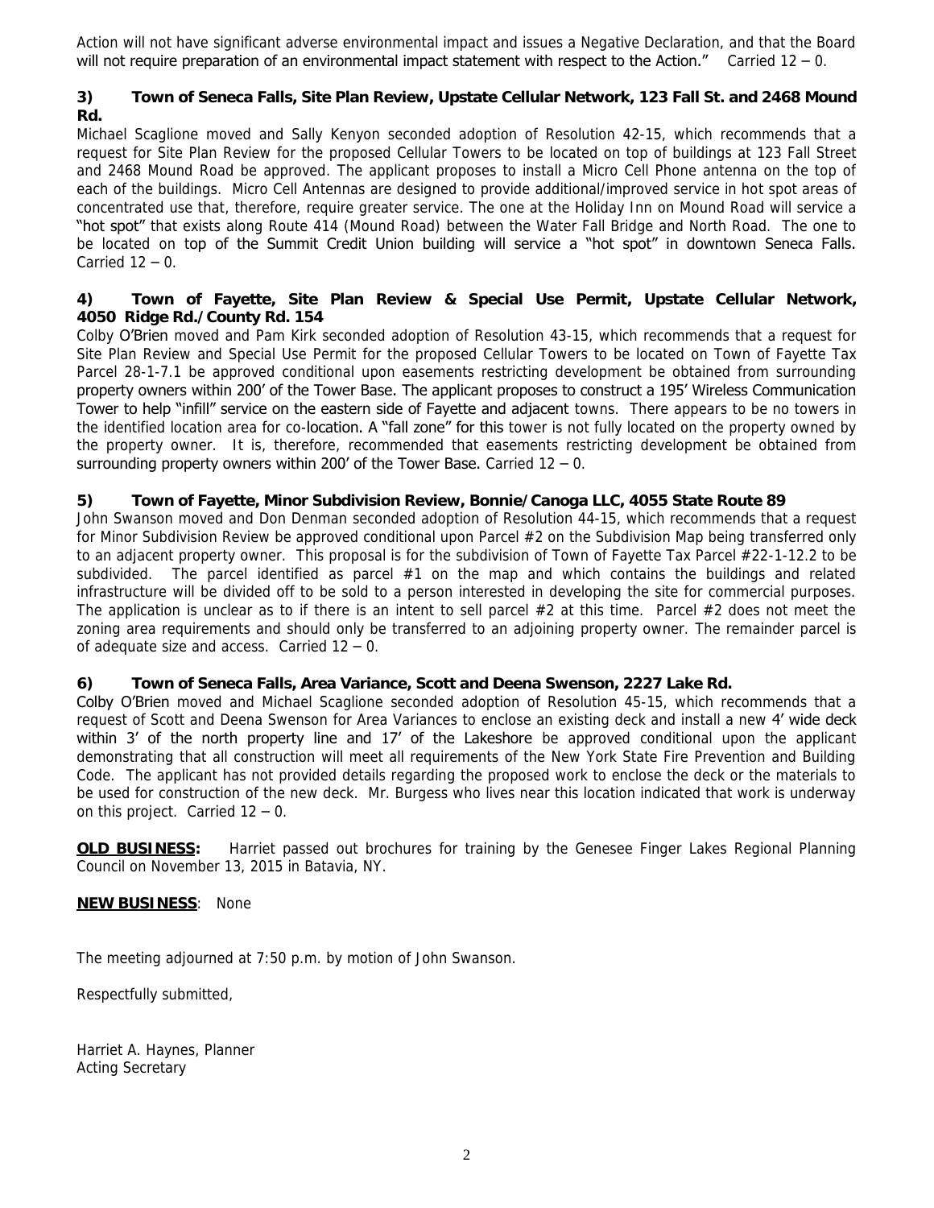Action will not have significant adverse environmental impact and issues a Negative Declaration, and that the Board will not require preparation of an environmental impact statement with respect to the Action." Carried 12 – 0.

**3) Town of Seneca Falls, Site Plan Review, Upstate Cellular Network, 123 Fall St. and 2468 Mound Rd.**

Michael Scaglione moved and Sally Kenyon seconded adoption of Resolution 42-15, which recommends that a request for Site Plan Review for the proposed Cellular Towers to be located on top of buildings at 123 Fall Street and 2468 Mound Road be approved. The applicant proposes to install a Micro Cell Phone antenna on the top of each of the buildings. Micro Cell Antennas are designed to provide additional/improved service in hot spot areas of concentrated use that, therefore, require greater service. The one at the Holiday Inn on Mound Road will service a "hot spot" that exists along Route 414 (Mound Road) between the Water Fall Bridge and North Road. The one to be located on top of the Summit Credit Union building will service a "hot spot" in downtown Seneca Falls. Carried 12 – 0.

**4) Town of Fayette, Site Plan Review & Special Use Permit, Upstate Cellular Network, 4050 Ridge Rd./County Rd. 154**

Colby O'Brien moved and Pam Kirk seconded adoption of Resolution 43-15, which recommends that a request for Site Plan Review and Special Use Permit for the proposed Cellular Towers to be located on Town of Fayette Tax Parcel 28-1-7.1 be approved conditional upon easements restricting development be obtained from surrounding property owners within 200' of the Tower Base. The applicant proposes to construct a 195' Wireless Communication Tower to help "infill" service on the eastern side of Fayette and adjacent towns. There appears to be no towers in the identified location area for co-location. A "fall zone" for this tower is not fully located on the property owned by the property owner. It is, therefore, recommended that easements restricting development be obtained from surrounding property owners within 200' of the Tower Base. Carried 12 – 0.

**5) Town of Fayette, Minor Subdivision Review, Bonnie/Canoga LLC, 4055 State Route 89**

John Swanson moved and Don Denman seconded adoption of Resolution 44-15, which recommends that a request for Minor Subdivision Review be approved conditional upon Parcel #2 on the Subdivision Map being transferred only to an adjacent property owner. This proposal is for the subdivision of Town of Fayette Tax Parcel #22-1-12.2 to be subdivided. The parcel identified as parcel #1 on the map and which contains the buildings and related infrastructure will be divided off to be sold to a person interested in developing the site for commercial purposes. The application is unclear as to if there is an intent to sell parcel #2 at this time. Parcel #2 does not meet the zoning area requirements and should only be transferred to an adjoining property owner. The remainder parcel is of adequate size and access. Carried 12 – 0.

**6) Town of Seneca Falls, Area Variance, Scott and Deena Swenson, 2227 Lake Rd.**

Colby O'Brien moved and Michael Scaglione seconded adoption of Resolution 45-15, which recommends that a request of Scott and Deena Swenson for Area Variances to enclose an existing deck and install a new 4' wide deck within 3' of the north property line and 17' of the Lakeshore be approved conditional upon the applicant demonstrating that all construction will meet all requirements of the New York State Fire Prevention and Building Code. The applicant has not provided details regarding the proposed work to enclose the deck or the materials to be used for construction of the new deck. Mr. Burgess who lives near this location indicated that work is underway on this project. Carried 12 – 0.

**OLD BUSINESS:** Harriet passed out brochures for training by the Genesee Finger Lakes Regional Planning Council on November 13, 2015 in Batavia, NY.

**NEW BUSINESS**: None

The meeting adjourned at 7:50 p.m. by motion of John Swanson.

Respectfully submitted,

Harriet A. Haynes, Planner
Acting Secretary